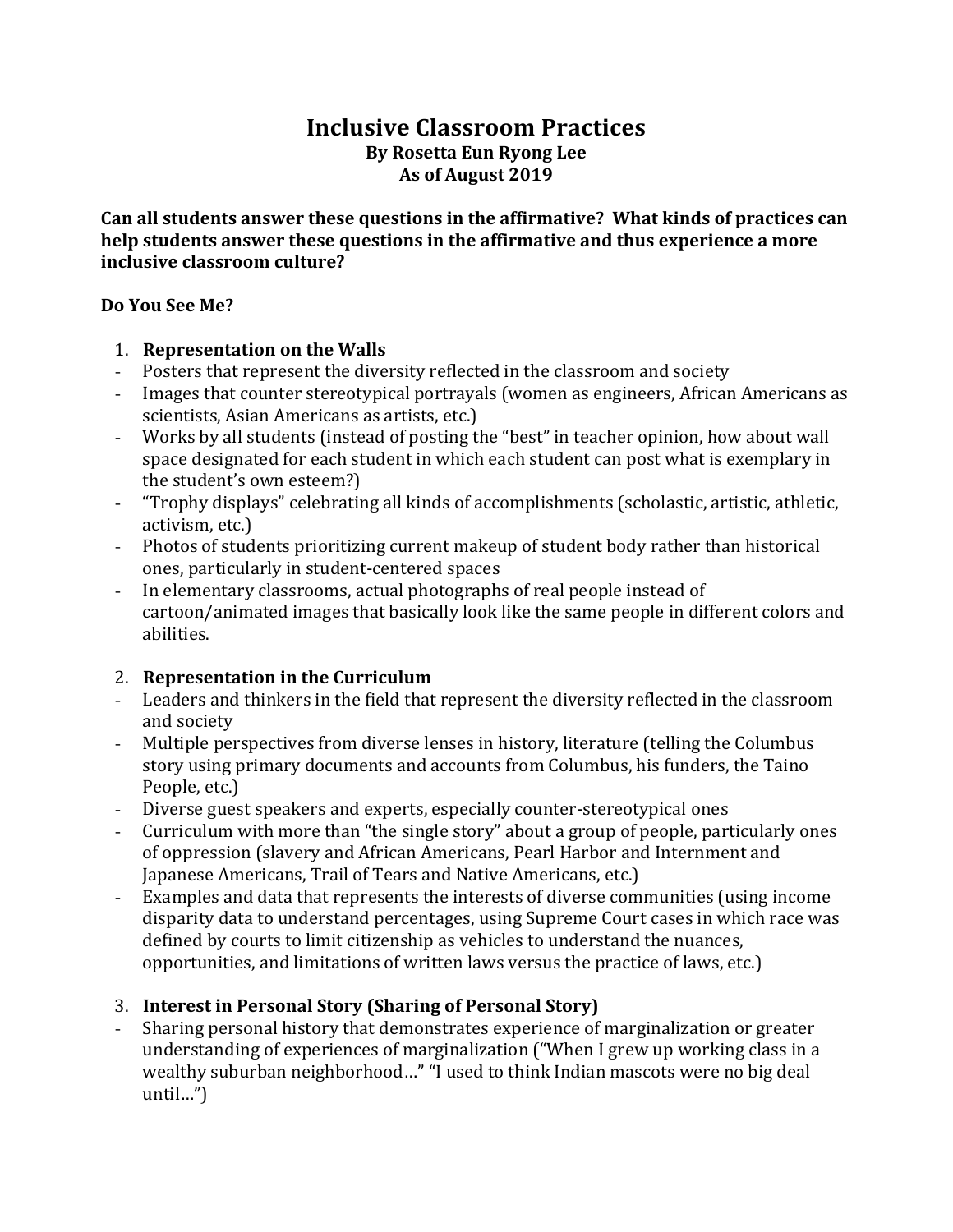# Inclusive Classroom Practices

**By Rosetta Eun Ryong Lee**
**As of August 2019**

**Can all students answer these questions in the affirmative? What kinds of practices can help students answer these questions in the affirmative and thus experience a more inclusive classroom culture?**

## Do You See Me?

1. **Representation on the Walls**

- Posters that represent the diversity reflected in the classroom and society
- Images that counter stereotypical portrayals (women as engineers, African Americans as scientists, Asian Americans as artists, etc.)
- Works by all students (instead of posting the "best" in teacher opinion, how about wall space designated for each student in which each student can post what is exemplary in the student's own esteem?)
- "Trophy displays" celebrating all kinds of accomplishments (scholastic, artistic, athletic, activism, etc.)
- Photos of students prioritizing current makeup of student body rather than historical ones, particularly in student-centered spaces
- In elementary classrooms, actual photographs of real people instead of cartoon/animated images that basically look like the same people in different colors and abilities.

2. **Representation in the Curriculum**

- Leaders and thinkers in the field that represent the diversity reflected in the classroom and society
- Multiple perspectives from diverse lenses in history, literature (telling the Columbus story using primary documents and accounts from Columbus, his funders, the Taino People, etc.)
- Diverse guest speakers and experts, especially counter-stereotypical ones
- Curriculum with more than "the single story" about a group of people, particularly ones of oppression (slavery and African Americans, Pearl Harbor and Internment and Japanese Americans, Trail of Tears and Native Americans, etc.)
- Examples and data that represents the interests of diverse communities (using income disparity data to understand percentages, using Supreme Court cases in which race was defined by courts to limit citizenship as vehicles to understand the nuances, opportunities, and limitations of written laws versus the practice of laws, etc.)

3. **Interest in Personal Story (Sharing of Personal Story)**

- Sharing personal history that demonstrates experience of marginalization or greater understanding of experiences of marginalization ("When I grew up working class in a wealthy suburban neighborhood…" "I used to think Indian mascots were no big deal until…")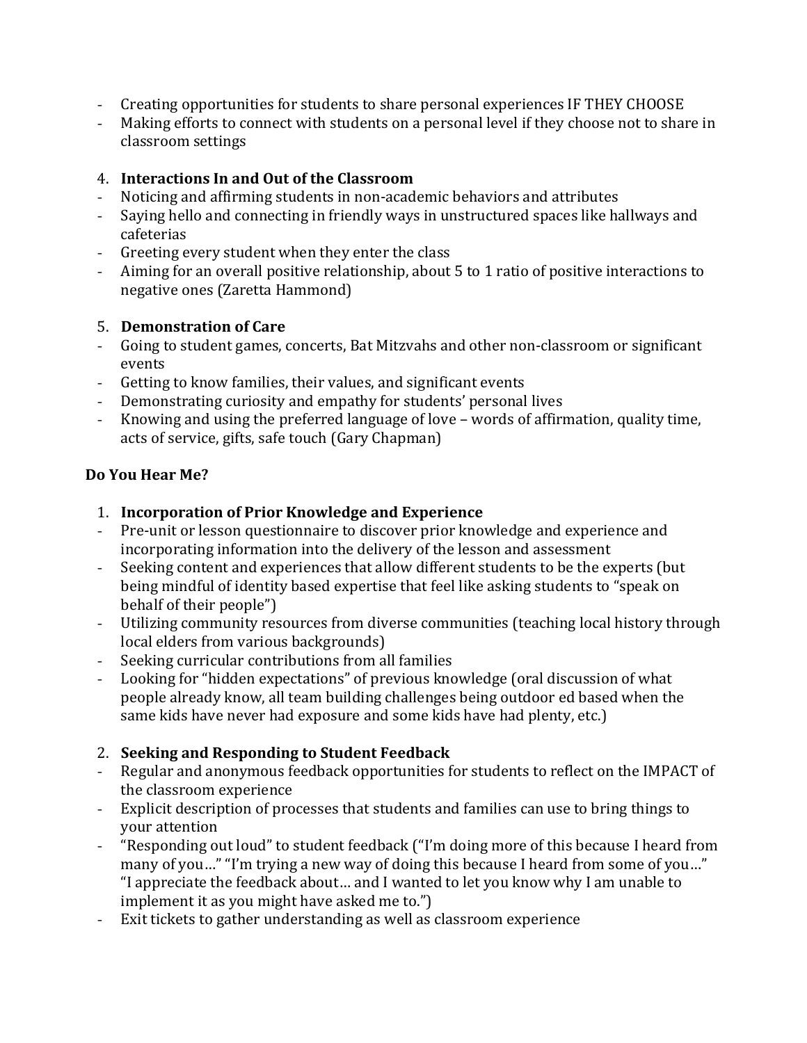- Creating opportunities for students to share personal experiences IF THEY CHOOSE
- Making efforts to connect with students on a personal level if they choose not to share in classroom settings

4. **Interactions In and Out of the Classroom**

- Noticing and affirming students in non-academic behaviors and attributes
- Saying hello and connecting in friendly ways in unstructured spaces like hallways and cafeterias
- Greeting every student when they enter the class
- Aiming for an overall positive relationship, about 5 to 1 ratio of positive interactions to negative ones (Zaretta Hammond)

5. **Demonstration of Care**

- Going to student games, concerts, Bat Mitzvahs and other non-classroom or significant events
- Getting to know families, their values, and significant events
- Demonstrating curiosity and empathy for students' personal lives
- Knowing and using the preferred language of love – words of affirmation, quality time, acts of service, gifts, safe touch (Gary Chapman)

**Do You Hear Me?**

1. **Incorporation of Prior Knowledge and Experience**

- Pre-unit or lesson questionnaire to discover prior knowledge and experience and incorporating information into the delivery of the lesson and assessment
- Seeking content and experiences that allow different students to be the experts (but being mindful of identity based expertise that feel like asking students to "speak on behalf of their people")
- Utilizing community resources from diverse communities (teaching local history through local elders from various backgrounds)
- Seeking curricular contributions from all families
- Looking for "hidden expectations" of previous knowledge (oral discussion of what people already know, all team building challenges being outdoor ed based when the same kids have never had exposure and some kids have had plenty, etc.)

2. **Seeking and Responding to Student Feedback**

- Regular and anonymous feedback opportunities for students to reflect on the IMPACT of the classroom experience
- Explicit description of processes that students and families can use to bring things to your attention
- "Responding out loud" to student feedback ("I'm doing more of this because I heard from many of you…" "I'm trying a new way of doing this because I heard from some of you…" "I appreciate the feedback about… and I wanted to let you know why I am unable to implement it as you might have asked me to.")
- Exit tickets to gather understanding as well as classroom experience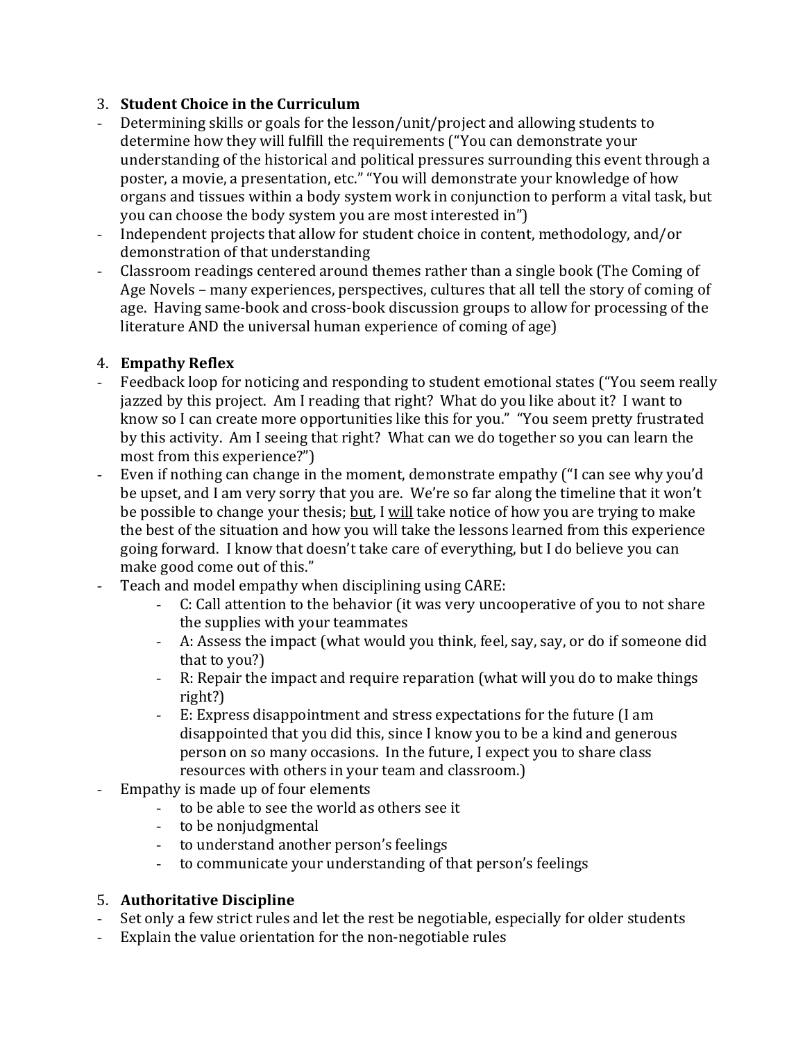3. **Student Choice in the Curriculum**

- Determining skills or goals for the lesson/unit/project and allowing students to determine how they will fulfill the requirements ("You can demonstrate your understanding of the historical and political pressures surrounding this event through a poster, a movie, a presentation, etc." "You will demonstrate your knowledge of how organs and tissues within a body system work in conjunction to perform a vital task, but you can choose the body system you are most interested in")
- Independent projects that allow for student choice in content, methodology, and/or demonstration of that understanding
- Classroom readings centered around themes rather than a single book (The Coming of Age Novels – many experiences, perspectives, cultures that all tell the story of coming of age. Having same-book and cross-book discussion groups to allow for processing of the literature AND the universal human experience of coming of age)

4. **Empathy Reflex**

- Feedback loop for noticing and responding to student emotional states ("You seem really jazzed by this project. Am I reading that right? What do you like about it? I want to know so I can create more opportunities like this for you." "You seem pretty frustrated by this activity. Am I seeing that right? What can we do together so you can learn the most from this experience?")
- Even if nothing can change in the moment, demonstrate empathy ("I can see why you'd be upset, and I am very sorry that you are. We're so far along the timeline that it won't be possible to change your thesis; <u>but</u>, I <u>will</u> take notice of how you are trying to make the best of the situation and how you will take the lessons learned from this experience going forward. I know that doesn't take care of everything, but I do believe you can make good come out of this."
- Teach and model empathy when disciplining using CARE:
    - C: Call attention to the behavior (it was very uncooperative of you to not share the supplies with your teammates
    - A: Assess the impact (what would you think, feel, say, say, or do if someone did that to you?)
    - R: Repair the impact and require reparation (what will you do to make things right?)
    - E: Express disappointment and stress expectations for the future (I am disappointed that you did this, since I know you to be a kind and generous person on so many occasions. In the future, I expect you to share class resources with others in your team and classroom.)
- Empathy is made up of four elements
    - to be able to see the world as others see it
    - to be nonjudgmental
    - to understand another person's feelings
    - to communicate your understanding of that person's feelings

5. **Authoritative Discipline**

- Set only a few strict rules and let the rest be negotiable, especially for older students
- Explain the value orientation for the non-negotiable rules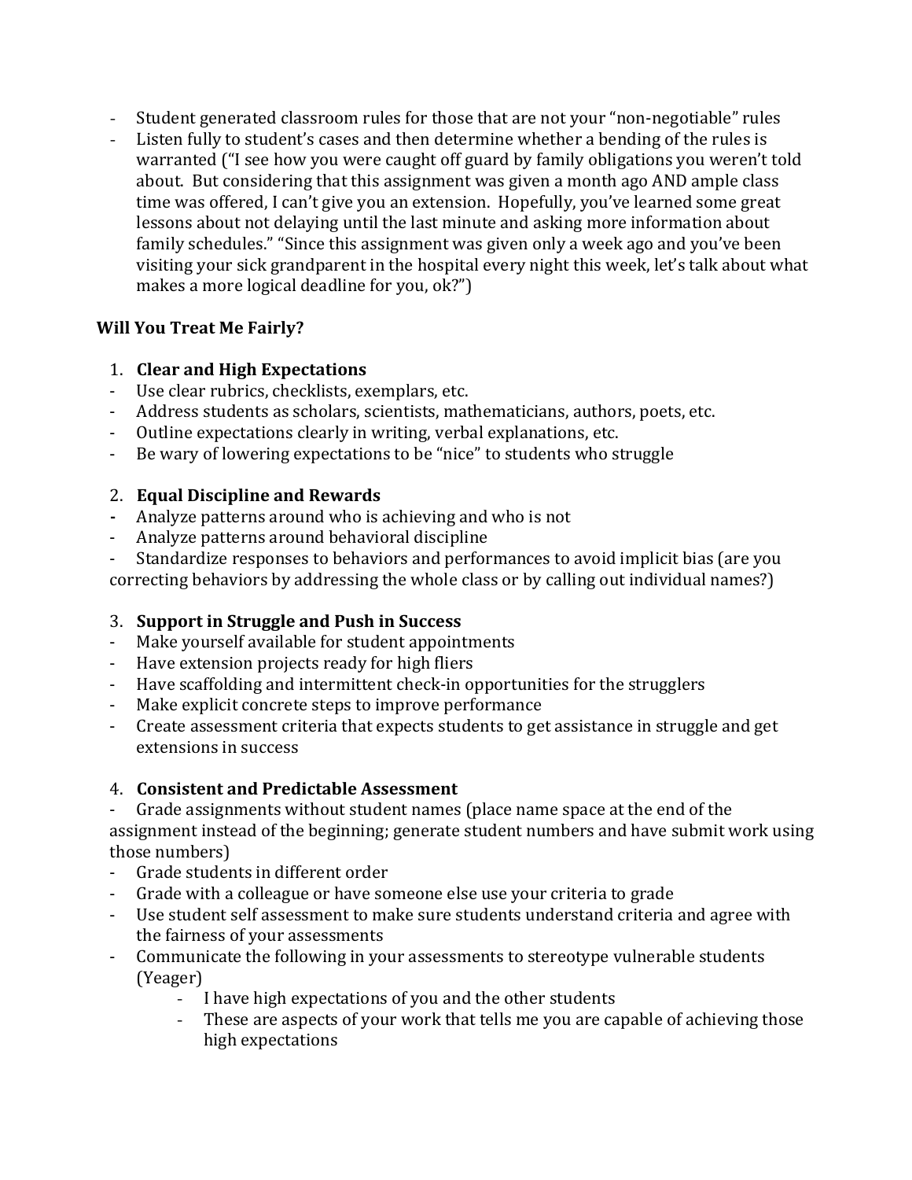- Student generated classroom rules for those that are not your "non-negotiable" rules
- Listen fully to student's cases and then determine whether a bending of the rules is warranted ("I see how you were caught off guard by family obligations you weren't told about. But considering that this assignment was given a month ago AND ample class time was offered, I can't give you an extension. Hopefully, you've learned some great lessons about not delaying until the last minute and asking more information about family schedules." "Since this assignment was given only a week ago and you've been visiting your sick grandparent in the hospital every night this week, let's talk about what makes a more logical deadline for you, ok?")

**Will You Treat Me Fairly?**

1. **Clear and High Expectations**

- Use clear rubrics, checklists, exemplars, etc.
- Address students as scholars, scientists, mathematicians, authors, poets, etc.
- Outline expectations clearly in writing, verbal explanations, etc.
- Be wary of lowering expectations to be "nice" to students who struggle

2. **Equal Discipline and Rewards**

- Analyze patterns around who is achieving and who is not
- Analyze patterns around behavioral discipline
- Standardize responses to behaviors and performances to avoid implicit bias (are you correcting behaviors by addressing the whole class or by calling out individual names?)

3. **Support in Struggle and Push in Success**

- Make yourself available for student appointments
- Have extension projects ready for high fliers
- Have scaffolding and intermittent check-in opportunities for the strugglers
- Make explicit concrete steps to improve performance
- Create assessment criteria that expects students to get assistance in struggle and get extensions in success

4. **Consistent and Predictable Assessment**

- Grade assignments without student names (place name space at the end of the assignment instead of the beginning; generate student numbers and have submit work using those numbers)
- Grade students in different order
- Grade with a colleague or have someone else use your criteria to grade
- Use student self assessment to make sure students understand criteria and agree with the fairness of your assessments
- Communicate the following in your assessments to stereotype vulnerable students (Yeager)
    - I have high expectations of you and the other students
    - These are aspects of your work that tells me you are capable of achieving those high expectations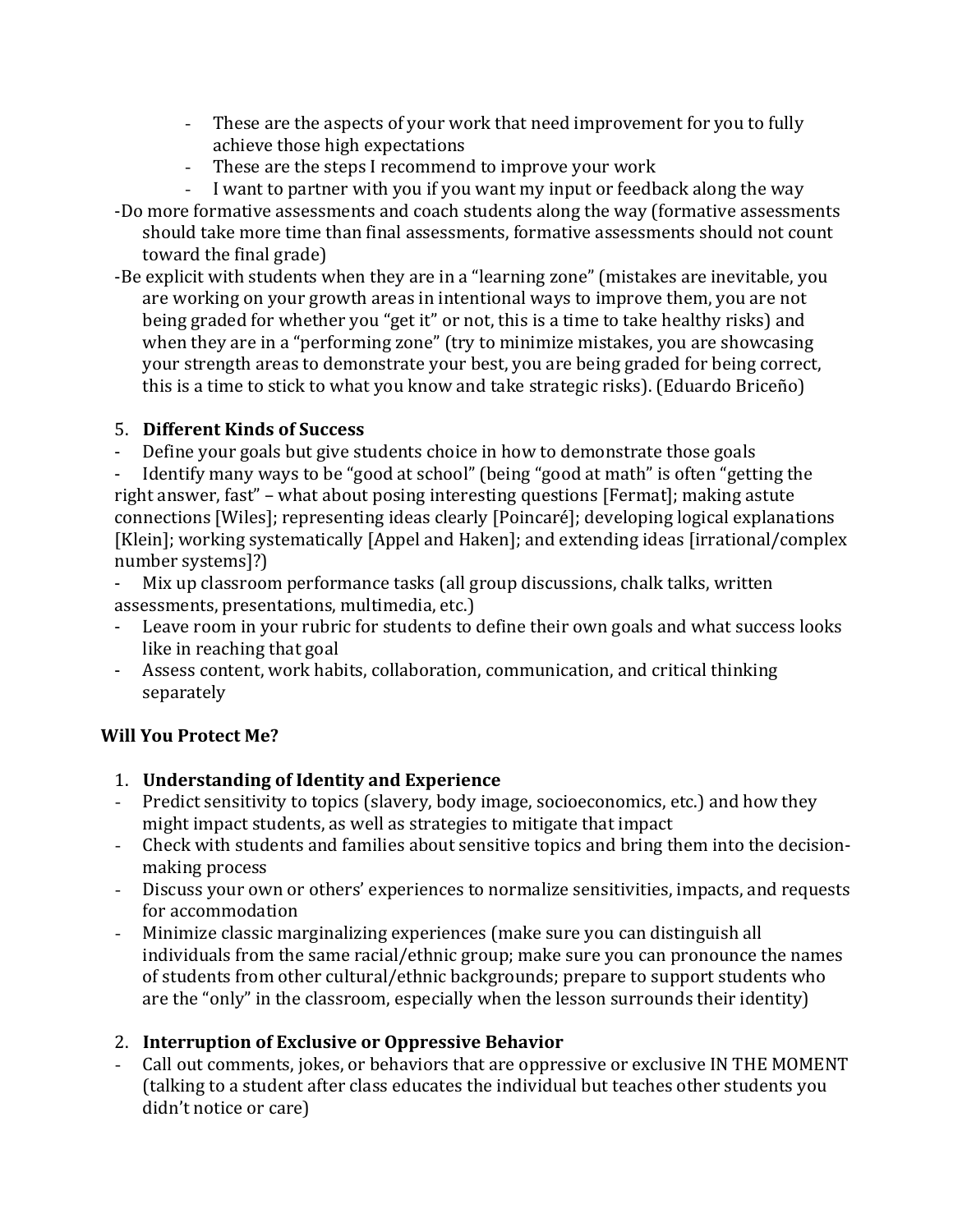- These are the aspects of your work that need improvement for you to fully achieve those high expectations
- These are the steps I recommend to improve your work
- I want to partner with you if you want my input or feedback along the way

-Do more formative assessments and coach students along the way (formative assessments should take more time than final assessments, formative assessments should not count toward the final grade)

-Be explicit with students when they are in a "learning zone" (mistakes are inevitable, you are working on your growth areas in intentional ways to improve them, you are not being graded for whether you "get it" or not, this is a time to take healthy risks) and when they are in a "performing zone" (try to minimize mistakes, you are showcasing your strength areas to demonstrate your best, you are being graded for being correct, this is a time to stick to what you know and take strategic risks). (Eduardo Briceño)

5. **Different Kinds of Success**

- Define your goals but give students choice in how to demonstrate those goals
- Identify many ways to be "good at school" (being "good at math" is often "getting the right answer, fast" – what about posing interesting questions [Fermat]; making astute connections [Wiles]; representing ideas clearly [Poincaré]; developing logical explanations [Klein]; working systematically [Appel and Haken]; and extending ideas [irrational/complex number systems]?)
- Mix up classroom performance tasks (all group discussions, chalk talks, written assessments, presentations, multimedia, etc.)
- Leave room in your rubric for students to define their own goals and what success looks like in reaching that goal
- Assess content, work habits, collaboration, communication, and critical thinking separately

**Will You Protect Me?**

1. **Understanding of Identity and Experience**

- Predict sensitivity to topics (slavery, body image, socioeconomics, etc.) and how they might impact students, as well as strategies to mitigate that impact
- Check with students and families about sensitive topics and bring them into the decision-making process
- Discuss your own or others' experiences to normalize sensitivities, impacts, and requests for accommodation
- Minimize classic marginalizing experiences (make sure you can distinguish all individuals from the same racial/ethnic group; make sure you can pronounce the names of students from other cultural/ethnic backgrounds; prepare to support students who are the "only" in the classroom, especially when the lesson surrounds their identity)

2. **Interruption of Exclusive or Oppressive Behavior**

- Call out comments, jokes, or behaviors that are oppressive or exclusive IN THE MOMENT (talking to a student after class educates the individual but teaches other students you didn't notice or care)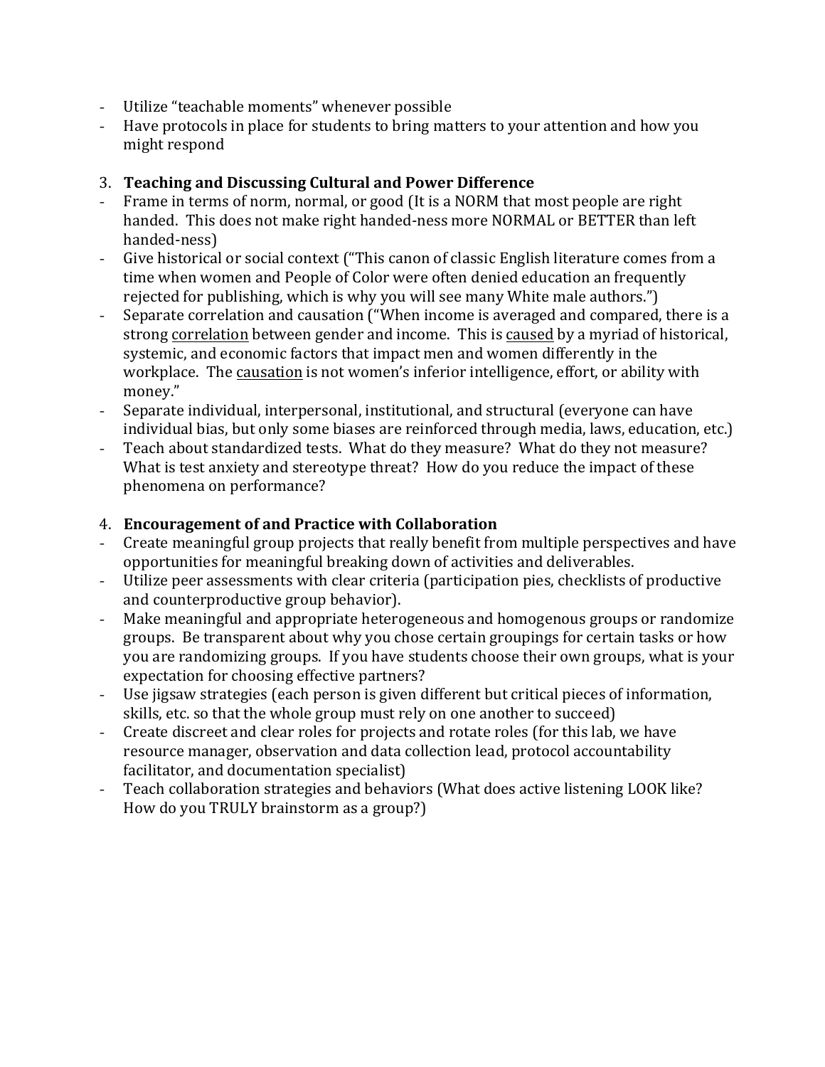- Utilize "teachable moments" whenever possible
- Have protocols in place for students to bring matters to your attention and how you might respond

3. **Teaching and Discussing Cultural and Power Difference**

- Frame in terms of norm, normal, or good (It is a NORM that most people are right handed. This does not make right handed-ness more NORMAL or BETTER than left handed-ness)
- Give historical or social context ("This canon of classic English literature comes from a time when women and People of Color were often denied education an frequently rejected for publishing, which is why you will see many White male authors.")
- Separate correlation and causation ("When income is averaged and compared, there is a strong <u>correlation</u> between gender and income. This is <u>caused</u> by a myriad of historical, systemic, and economic factors that impact men and women differently in the workplace. The <u>causation</u> is not women's inferior intelligence, effort, or ability with money."
- Separate individual, interpersonal, institutional, and structural (everyone can have individual bias, but only some biases are reinforced through media, laws, education, etc.)
- Teach about standardized tests. What do they measure? What do they not measure? What is test anxiety and stereotype threat? How do you reduce the impact of these phenomena on performance?

4. **Encouragement of and Practice with Collaboration**

- Create meaningful group projects that really benefit from multiple perspectives and have opportunities for meaningful breaking down of activities and deliverables.
- Utilize peer assessments with clear criteria (participation pies, checklists of productive and counterproductive group behavior).
- Make meaningful and appropriate heterogeneous and homogenous groups or randomize groups. Be transparent about why you chose certain groupings for certain tasks or how you are randomizing groups. If you have students choose their own groups, what is your expectation for choosing effective partners?
- Use jigsaw strategies (each person is given different but critical pieces of information, skills, etc. so that the whole group must rely on one another to succeed)
- Create discreet and clear roles for projects and rotate roles (for this lab, we have resource manager, observation and data collection lead, protocol accountability facilitator, and documentation specialist)
- Teach collaboration strategies and behaviors (What does active listening LOOK like? How do you TRULY brainstorm as a group?)